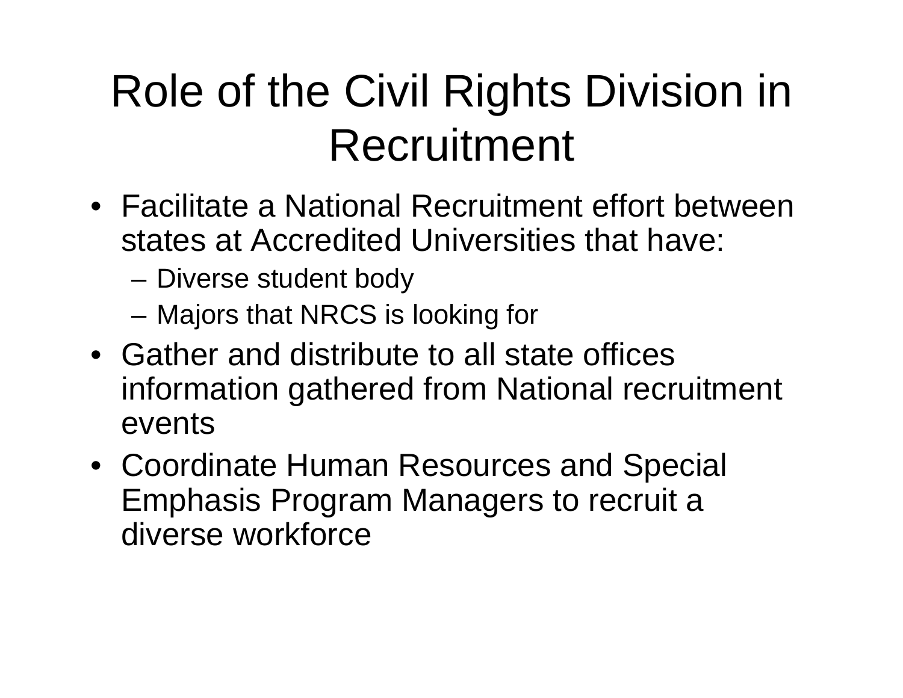# Role of the Civil Rights Division in Recruitment

- Facilitate a National Recruitment effort between states at Accredited Universities that have:
  - Diverse student body
  - Majors that NRCS is looking for
- Gather and distribute to all state offices information gathered from National recruitment events
- Coordinate Human Resources and Special Emphasis Program Managers to recruit a diverse workforce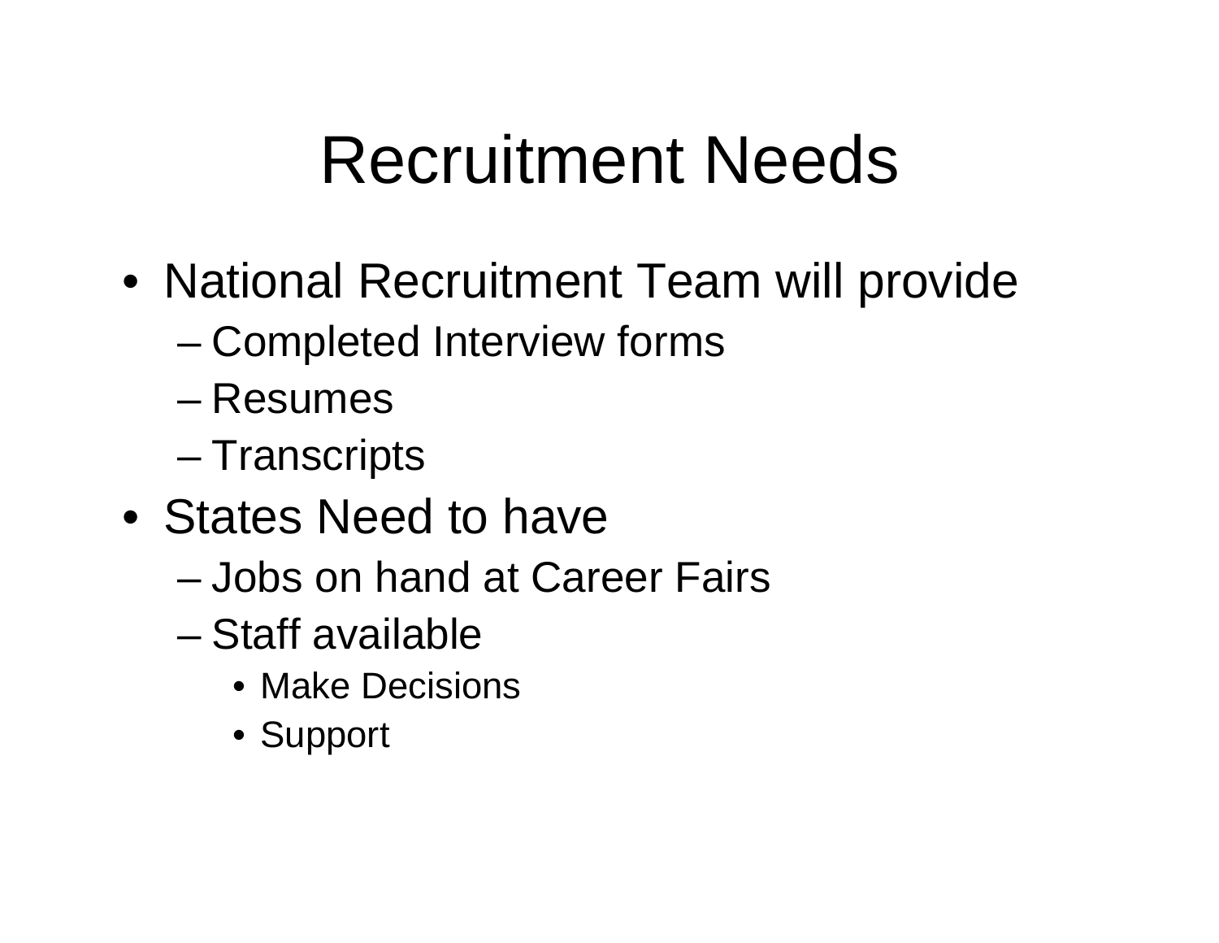# Recruitment Needs

- National Recruitment Team will provide
  - Completed Interview forms
  - Resumes
  - Transcripts
- States Need to have
  - Jobs on hand at Career Fairs
  - Staff available
    - Make Decisions
    - Support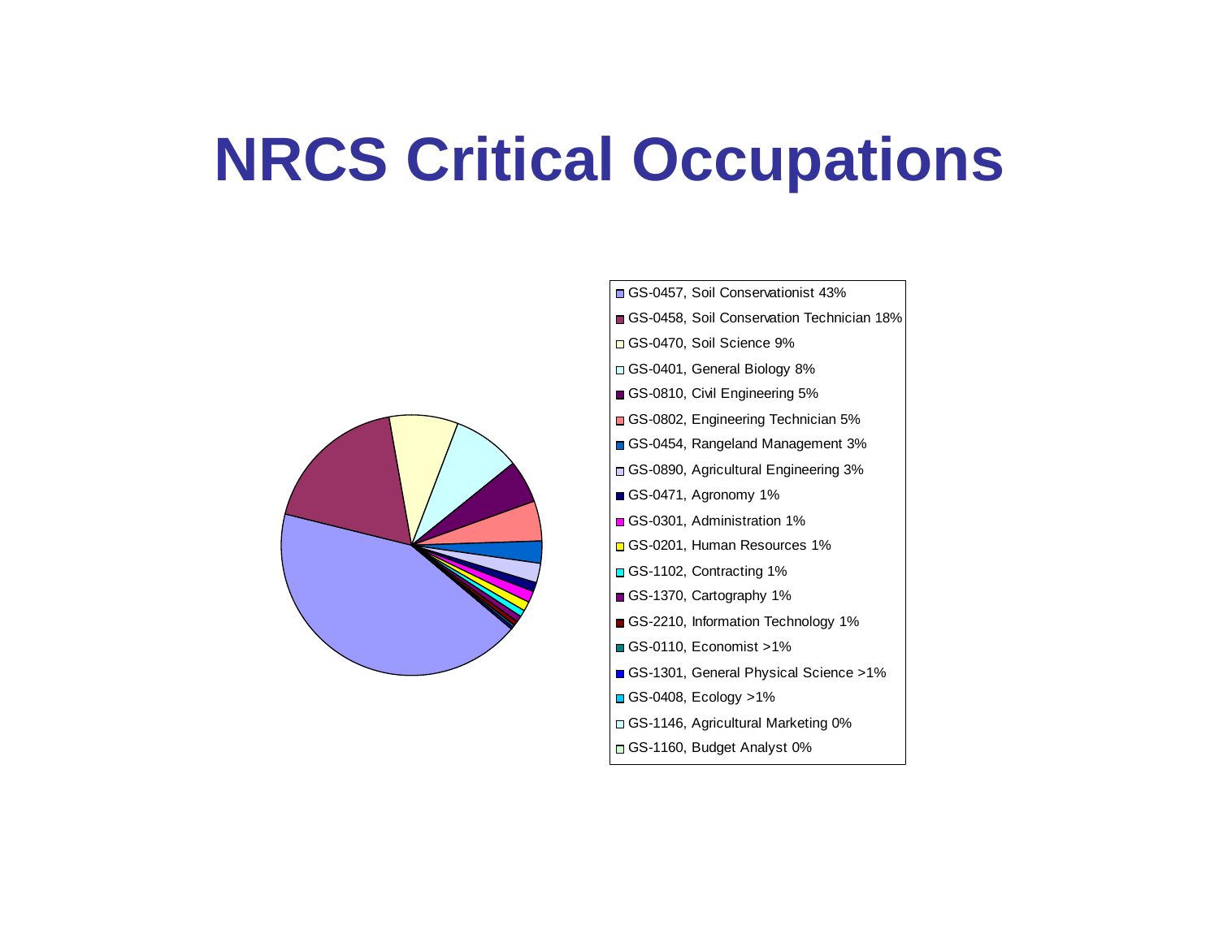# NRCS Critical Occupations

- GS-0457, Soil Conservationist 43%
- GS-0458, Soil Conservation Technician 18%
- GS-0470, Soil Science 9%
- GS-0401, General Biology 8%
- GS-0810, Civil Engineering 5%
- GS-0802, Engineering Technician 5%
- GS-0454, Rangeland Management 3%
- GS-0890, Agricultural Engineering 3%
- GS-0471, Agronomy 1%
- GS-0301, Administration 1%
- GS-0201, Human Resources 1%
- GS-1102, Contracting 1%
- GS-1370, Cartography 1%
- GS-2210, Information Technology 1%
- GS-0110, Economist >1%
- GS-1301, General Physical Science >1%
- GS-0408, Ecology >1%
- GS-1146, Agricultural Marketing 0%
- GS-1160, Budget Analyst 0%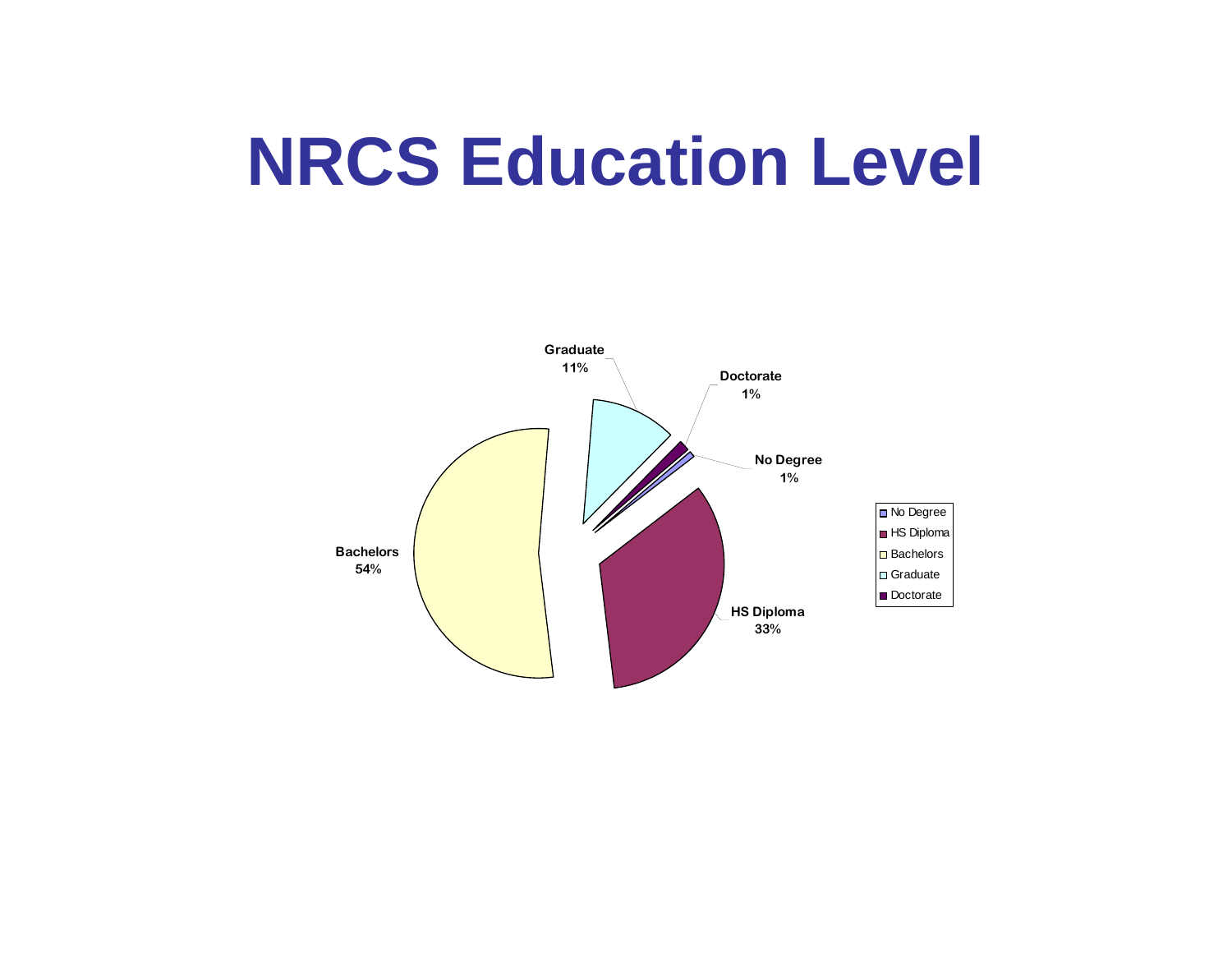# NRCS Education Level

| Education Level | Percentage |
|---|---|
| No Degree | 1% |
| HS Diploma | 33% |
| Bachelors | 54% |
| Graduate | 11% |
| Doctorate | 1% |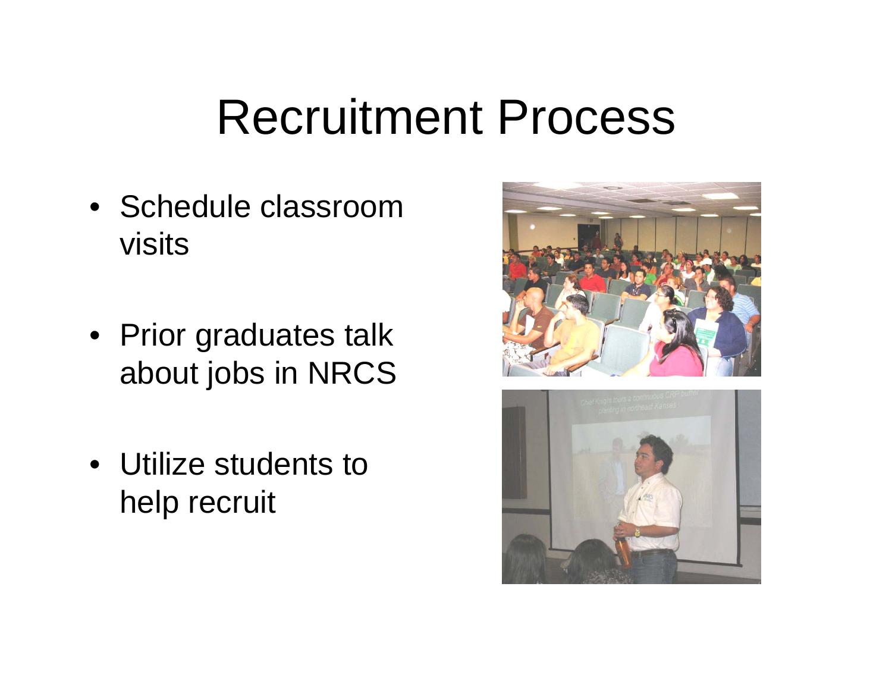# Recruitment Process

- Schedule classroom visits
- Prior graduates talk about jobs in NRCS
- Utilize students to help recruit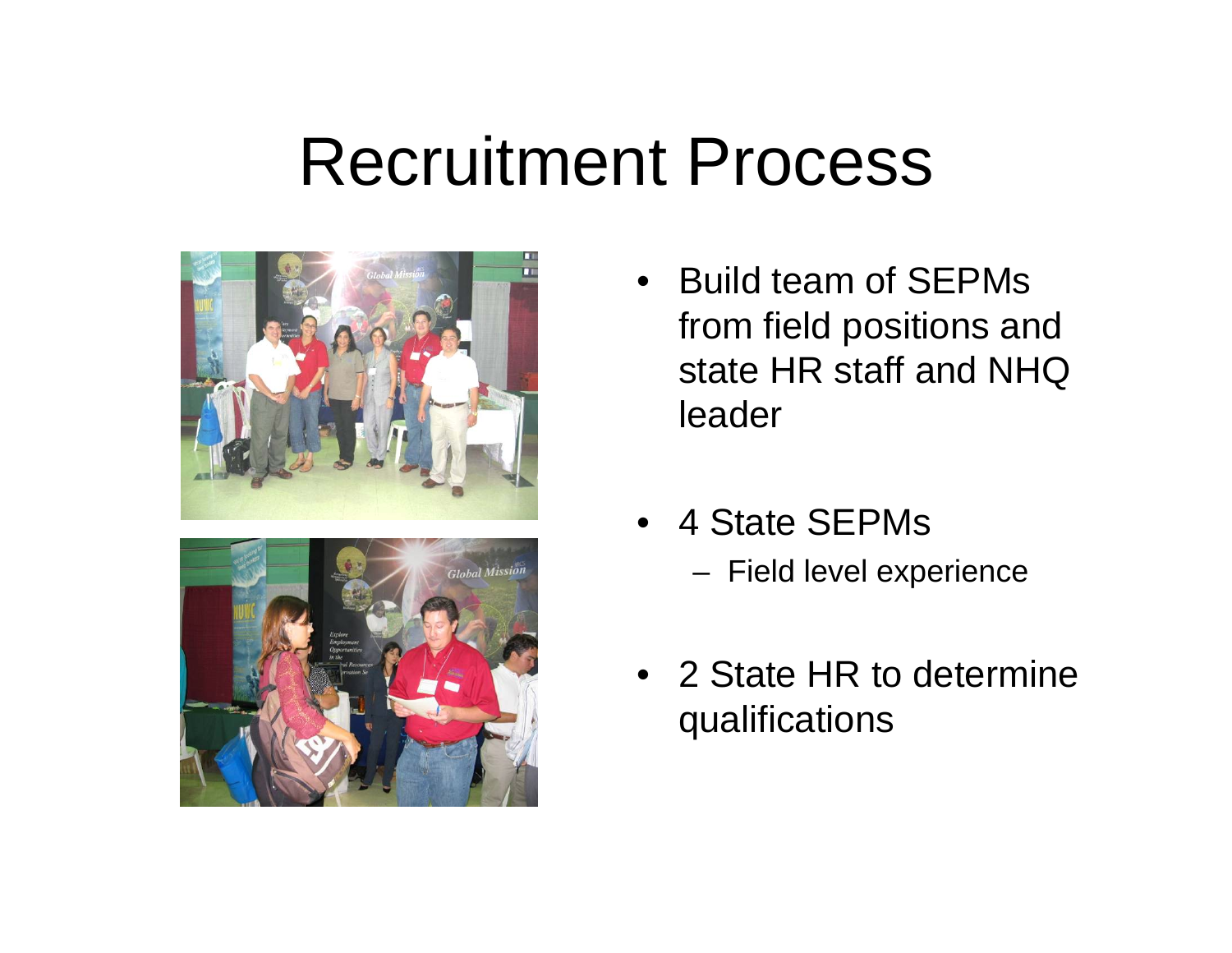# Recruitment Process

- Build team of SEPMs from field positions and state HR staff and NHQ leader
- 4 State SEPMs
  - Field level experience
- 2 State HR to determine qualifications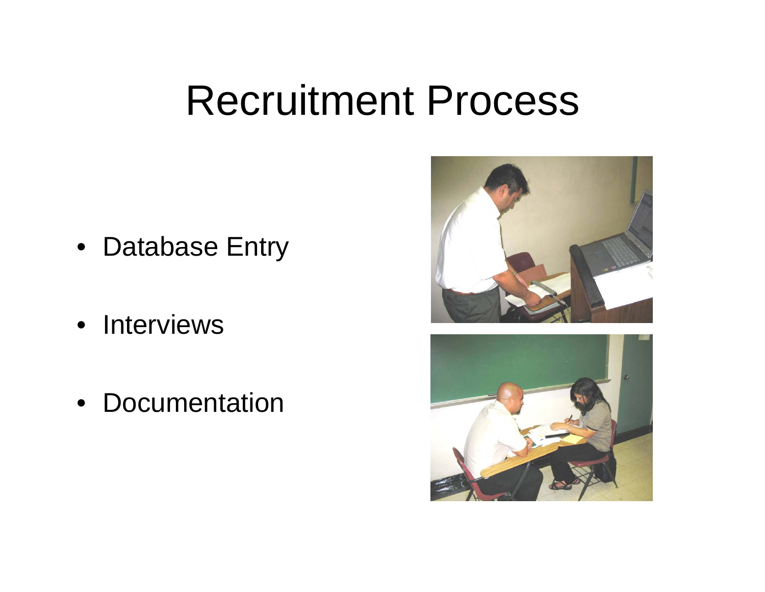# Recruitment Process

- Database Entry
- Interviews
- Documentation